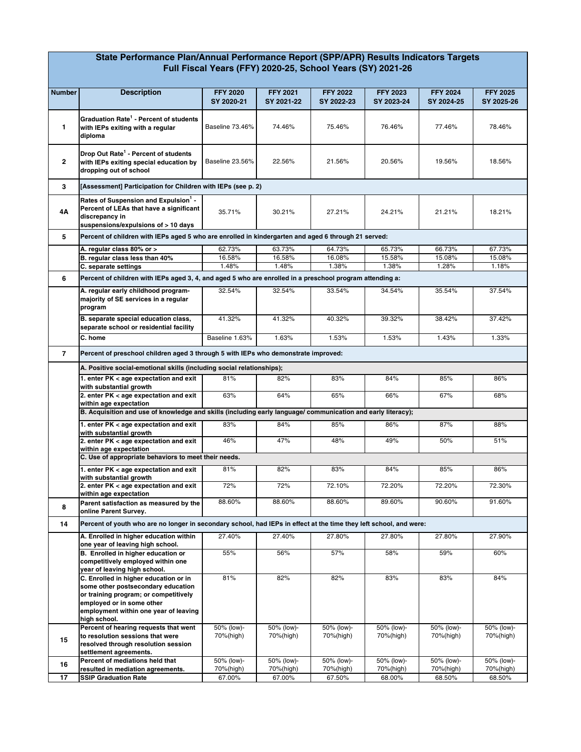# State Performance Plan/Annual Performance Report (SPP/APR) Results Indicators Targets
## Full Fiscal Years (FFY) 2020-25, School Years (SY) 2021-26

| Number | Description | FFY 2020 SY 2020-21 | FFY 2021 SY 2021-22 | FFY 2022 SY 2022-23 | FFY 2023 SY 2023-24 | FFY 2024 SY 2024-25 | FFY 2025 SY 2025-26 |
|---|---|---|---|---|---|---|---|
| 1 | **Graduation Rate[1] - Percent of students with IEPs exiting with a regular diploma** | Baseline 73.46% | 74.46% | 75.46% | 76.46% | 77.46% | 78.46% |
| 2 | **Drop Out Rate[1] - Percent of students with IEPs exiting special education by dropping out of school** | Baseline 23.56% | 22.56% | 21.56% | 20.56% | 19.56% | 18.56% |
| 3 | **[Assessment] Participation for Children with IEPs (see p. 2)** | | | | | | |
| 4A | **Rates of Suspension and Expulsion[1] - Percent of LEAs that have a significant discrepancy in suspensions/expulsions of > 10 days** | 35.71% | 30.21% | 27.21% | 24.21% | 21.21% | 18.21% |
| 5 | **Percent of children with IEPs aged 5 who are enrolled in kindergarten and aged 6 through 21 served:** | | | | | | |
| | **A. regular class 80% or >** | 62.73% | 63.73% | 64.73% | 65.73% | 66.73% | 67.73% |
| | **B. regular class less than 40%** | 16.58% | 16.58% | 16.08% | 15.58% | 15.08% | 15.08% |
| | **C. separate settings** | 1.48% | 1.48% | 1.38% | 1.38% | 1.28% | 1.18% |
| 6 | **Percent of children with IEPs aged 3, 4, and aged 5 who are enrolled in a preschool program attending a:** | | | | | | |
| | **A. regular early childhood program-majority of SE services in a regular program** | 32.54% | 32.54% | 33.54% | 34.54% | 35.54% | 37.54% |
| | **B. separate special education class, separate school or residential facility** | 41.32% | 41.32% | 40.32% | 39.32% | 38.42% | 37.42% |
| | **C. home** | Baseline 1.63% | 1.63% | 1.53% | 1.53% | 1.43% | 1.33% |
| 7 | **Percent of preschool children aged 3 through 5 with IEPs who demonstrate improved:** | | | | | | |
| | **A. Positive social-emotional skills (including social relationships);** | | | | | | |
| | **1. enter PK < age expectation and exit with substantial growth** | 81% | 82% | 83% | 84% | 85% | 86% |
| | **2. enter PK < age expectation and exit within age expectation** | 63% | 64% | 65% | 66% | 67% | 68% |
| | **B. Acquisition and use of knowledge and skills (including early language/ communication and early literacy);** | | | | | | |
| | **1. enter PK < age expectation and exit with substantial growth** | 83% | 84% | 85% | 86% | 87% | 88% |
| | **2. enter PK < age expectation and exit within age expectation** | 46% | 47% | 48% | 49% | 50% | 51% |
| | **C. Use of appropriate behaviors to meet their needs.** | | | | | | |
| | **1. enter PK < age expectation and exit with substantial growth** | 81% | 82% | 83% | 84% | 85% | 86% |
| | **2. enter PK < age expectation and exit within age expectation** | 72% | 72% | 72.10% | 72.20% | 72.20% | 72.30% |
| 8 | **Parent satisfaction as measured by the online Parent Survey.** | 88.60% | 88.60% | 88.60% | 89.60% | 90.60% | 91.60% |
| 14 | **Percent of youth who are no longer in secondary school, had IEPs in effect at the time they left school, and were:** | | | | | | |
| | **A. Enrolled in higher education within one year of leaving high school.** | 27.40% | 27.40% | 27.80% | 27.80% | 27.80% | 27.90% |
| | **B. Enrolled in higher education or competitively employed within one year of leaving high school.** | 55% | 56% | 57% | 58% | 59% | 60% |
| | **C. Enrolled in higher education or in some other postsecondary education or training program; or competitively employed or in some other employment within one year of leaving high school.** | 81% | 82% | 82% | 83% | 83% | 84% |
| 15 | **Percent of hearing requests that went to resolution sessions that were resolved through resolution session settlement agreements.** | 50% (low)-70%(high) | 50% (low)-70%(high) | 50% (low)-70%(high) | 50% (low)-70%(high) | 50% (low)-70%(high) | 50% (low)-70%(high) |
| 16 | **Percent of mediations held that resulted in mediation agreements.** | 50% (low)-70%(high) | 50% (low)-70%(high) | 50% (low)-70%(high) | 50% (low)-70%(high) | 50% (low)-70%(high) | 50% (low)-70%(high) |
| 17 | **SSIP Graduation Rate** | 67.00% | 67.00% | 67.50% | 68.00% | 68.50% | 68.50% |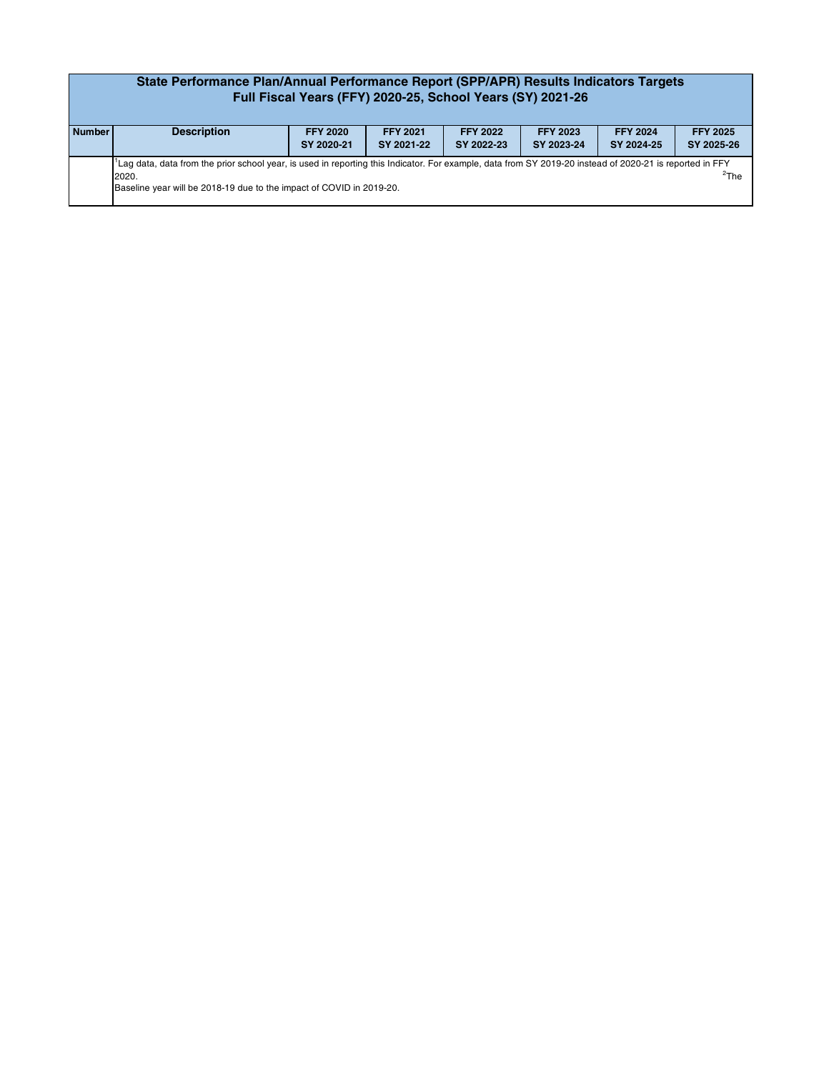| State Performance Plan/Annual Performance Report (SPP/APR) Results Indicators Targets<br>Full Fiscal Years (FFY) 2020-25, School Years (SY) 2021-26 | | | | | | | |
|---|---|---|---|---|---|---|---|
| **Number** | **Description** | **FFY 2020**<br>**SY 2020-21** | **FFY 2021**<br>**SY 2021-22** | **FFY 2022**<br>**SY 2022-23** | **FFY 2023**<br>**SY 2023-24** | **FFY 2024**<br>**SY 2024-25** | **FFY 2025**<br>**SY 2025-26** |
| | [1]Lag data, data from the prior school year, is used in reporting this Indicator. For example, data from SY 2019-20 instead of 2020-21 is reported in FFY 2020. [2]The Baseline year will be 2018-19 due to the impact of COVID in 2019-20. | | | | | | |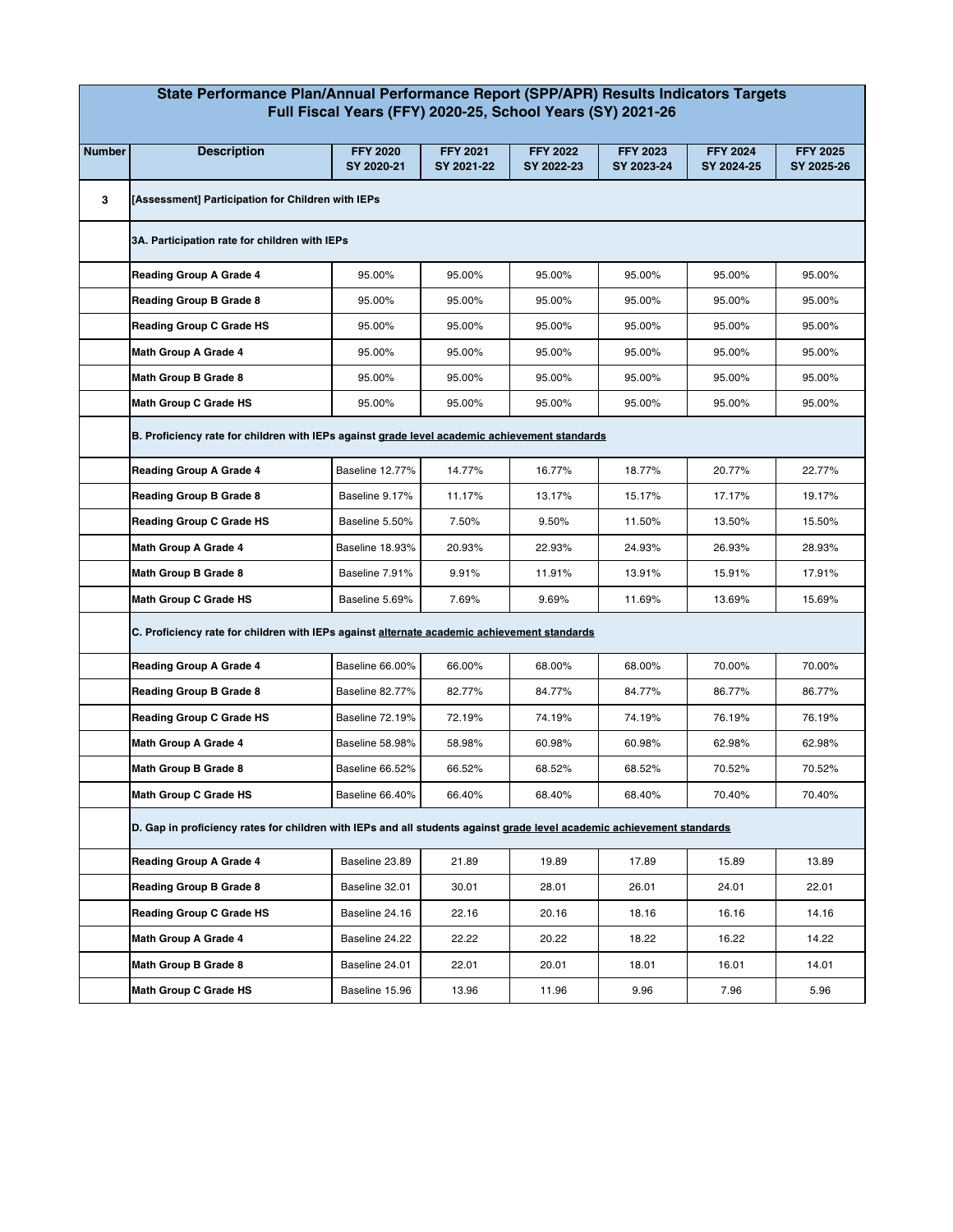| State Performance Plan/Annual Performance Report (SPP/APR) Results Indicators Targets Full Fiscal Years (FFY) 2020-25, School Years (SY) 2021-26 | | | | | | | |
|---|---|---|---|---|---|---|---|
| **Number** | **Description** | **FFY 2020 SY 2020-21** | **FFY 2021 SY 2021-22** | **FFY 2022 SY 2022-23** | **FFY 2023 SY 2023-24** | **FFY 2024 SY 2024-25** | **FFY 2025 SY 2025-26** |
| **3** | **[Assessment] Participation for Children with IEPs** | | | | | | |
| | **3A. Participation rate for children with IEPs** | | | | | | |
| | **Reading Group A Grade 4** | 95.00% | 95.00% | 95.00% | 95.00% | 95.00% | 95.00% |
| | **Reading Group B Grade 8** | 95.00% | 95.00% | 95.00% | 95.00% | 95.00% | 95.00% |
| | **Reading Group C Grade HS** | 95.00% | 95.00% | 95.00% | 95.00% | 95.00% | 95.00% |
| | **Math Group A Grade 4** | 95.00% | 95.00% | 95.00% | 95.00% | 95.00% | 95.00% |
| | **Math Group B Grade 8** | 95.00% | 95.00% | 95.00% | 95.00% | 95.00% | 95.00% |
| | **Math Group C Grade HS** | 95.00% | 95.00% | 95.00% | 95.00% | 95.00% | 95.00% |
| | **B. Proficiency rate for children with IEPs against grade level academic achievement standards** | | | | | | |
| | **Reading Group A Grade 4** | Baseline 12.77% | 14.77% | 16.77% | 18.77% | 20.77% | 22.77% |
| | **Reading Group B Grade 8** | Baseline 9.17% | 11.17% | 13.17% | 15.17% | 17.17% | 19.17% |
| | **Reading Group C Grade HS** | Baseline 5.50% | 7.50% | 9.50% | 11.50% | 13.50% | 15.50% |
| | **Math Group A Grade 4** | Baseline 18.93% | 20.93% | 22.93% | 24.93% | 26.93% | 28.93% |
| | **Math Group B Grade 8** | Baseline 7.91% | 9.91% | 11.91% | 13.91% | 15.91% | 17.91% |
| | **Math Group C Grade HS** | Baseline 5.69% | 7.69% | 9.69% | 11.69% | 13.69% | 15.69% |
| | **C. Proficiency rate for children with IEPs against alternate academic achievement standards** | | | | | | |
| | **Reading Group A Grade 4** | Baseline 66.00% | 66.00% | 68.00% | 68.00% | 70.00% | 70.00% |
| | **Reading Group B Grade 8** | Baseline 82.77% | 82.77% | 84.77% | 84.77% | 86.77% | 86.77% |
| | **Reading Group C Grade HS** | Baseline 72.19% | 72.19% | 74.19% | 74.19% | 76.19% | 76.19% |
| | **Math Group A Grade 4** | Baseline 58.98% | 58.98% | 60.98% | 60.98% | 62.98% | 62.98% |
| | **Math Group B Grade 8** | Baseline 66.52% | 66.52% | 68.52% | 68.52% | 70.52% | 70.52% |
| | **Math Group C Grade HS** | Baseline 66.40% | 66.40% | 68.40% | 68.40% | 70.40% | 70.40% |
| | **D. Gap in proficiency rates for children with IEPs and all students against grade level academic achievement standards** | | | | | | |
| | **Reading Group A Grade 4** | Baseline 23.89 | 21.89 | 19.89 | 17.89 | 15.89 | 13.89 |
| | **Reading Group B Grade 8** | Baseline 32.01 | 30.01 | 28.01 | 26.01 | 24.01 | 22.01 |
| | **Reading Group C Grade HS** | Baseline 24.16 | 22.16 | 20.16 | 18.16 | 16.16 | 14.16 |
| | **Math Group A Grade 4** | Baseline 24.22 | 22.22 | 20.22 | 18.22 | 16.22 | 14.22 |
| | **Math Group B Grade 8** | Baseline 24.01 | 22.01 | 20.01 | 18.01 | 16.01 | 14.01 |
| | **Math Group C Grade HS** | Baseline 15.96 | 13.96 | 11.96 | 9.96 | 7.96 | 5.96 |